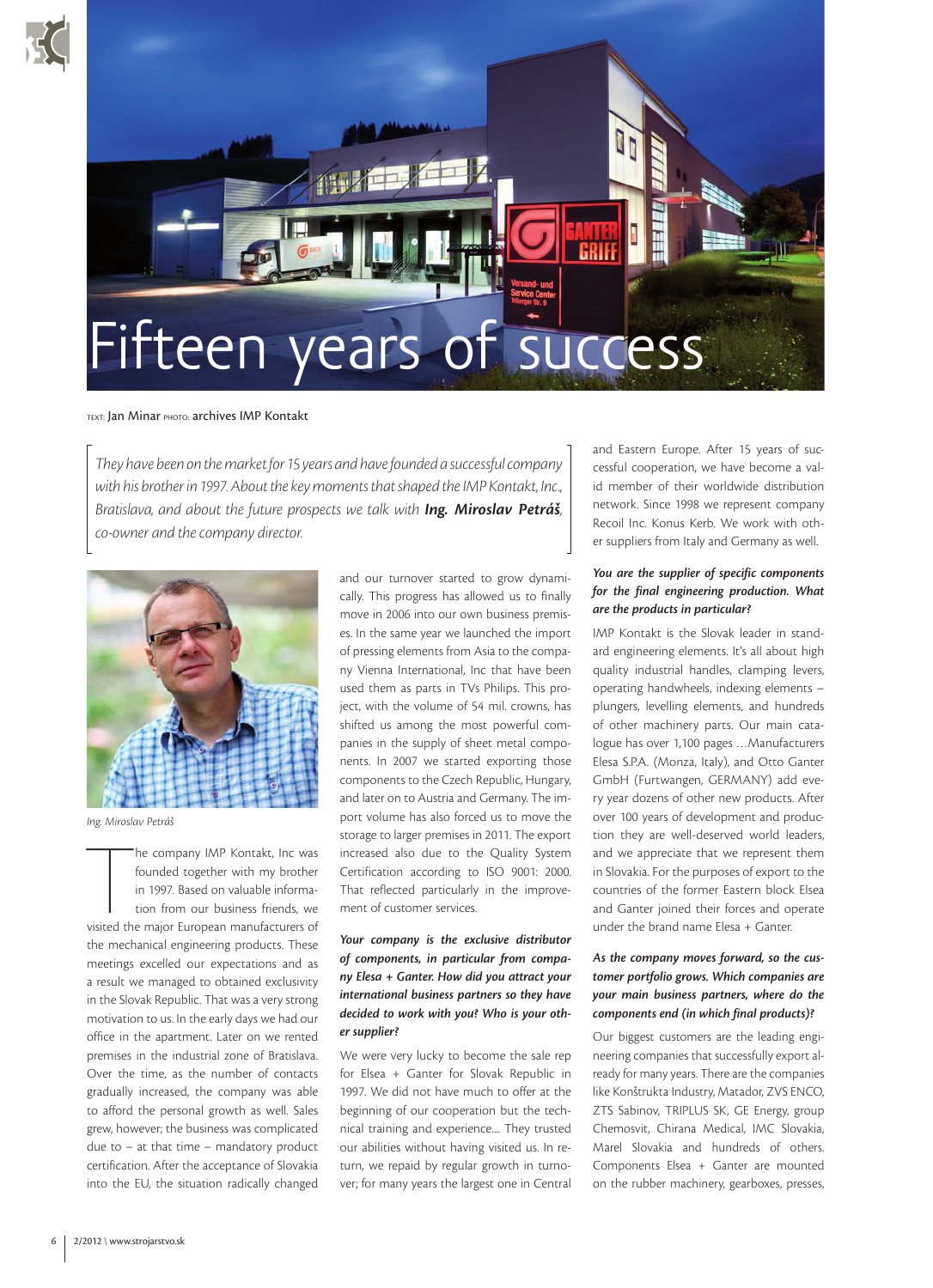# Fifteen years of success

TEXT: Jan Minar PHOTO: archives IMP Kontakt

*They have been on the market for 15 years and have founded a successful company with his brother in 1997. About the key moments that shaped the IMP Kontakt, Inc., Bratislava, and about the future prospects we talk with* ***Ing. Miroslav Petráš****, co-owner and the company director.*

*Ing. Miroslav Petráš*

The company IMP Kontakt, Inc was founded together with my brother in 1997. Based on valuable information from our business friends, we visited the major European manufacturers of the mechanical engineering products. These meetings excelled our expectations and as a result we managed to obtained exclusivity in the Slovak Republic. That was a very strong motivation to us. In the early days we had our office in the apartment. Later on we rented premises in the industrial zone of Bratislava. Over the time, as the number of contacts gradually increased, the company was able to afford the personal growth as well. Sales grew, however; the business was complicated due to – at that time – mandatory product certification. After the acceptance of Slovakia into the EU, the situation radically changed and our turnover started to grow dynamically. This progress has allowed us to finally move in 2006 into our own business premises. In the same year we launched the import of pressing elements from Asia to the company Vienna International, Inc that have been used them as parts in TVs Philips. This project, with the volume of 54 mil. crowns, has shifted us among the most powerful companies in the supply of sheet metal components. In 2007 we started exporting those components to the Czech Republic, Hungary, and later on to Austria and Germany. The import volume has also forced us to move the storage to larger premises in 2011. The export increased also due to the Quality System Certification according to ISO 9001: 2000. That reflected particularly in the improvement of customer services.

***Your company is the exclusive distributor of components, in particular from company Elesa + Ganter. How did you attract your international business partners so they have decided to work with you? Who is your other supplier?***

We were very lucky to become the sale rep for Elsea + Ganter for Slovak Republic in 1997. We did not have much to offer at the beginning of our cooperation but the technical training and experience.... They trusted our abilities without having visited us. In return, we repaid by regular growth in turnover; for many years the largest one in Central and Eastern Europe. After 15 years of successful cooperation, we have become a valid member of their worldwide distribution network. Since 1998 we represent company Recoil Inc. Konus Kerb. We work with other suppliers from Italy and Germany as well.

***You are the supplier of specific components for the final engineering production. What are the products in particular?***

IMP Kontakt is the Slovak leader in standard engineering elements. It's all about high quality industrial handles, clamping levers, operating handwheels, indexing elements – plungers, levelling elements, and hundreds of other machinery parts. Our main catalogue has over 1,100 pages ...Manufacturers Elesa S.P.A. (Monza, Italy), and Otto Ganter GmbH (Furtwangen, GERMANY) add every year dozens of other new products. After over 100 years of development and production they are well-deserved world leaders, and we appreciate that we represent them in Slovakia. For the purposes of export to the countries of the former Eastern block Elsea and Ganter joined their forces and operate under the brand name Elesa + Ganter.

***As the company moves forward, so the customer portfolio grows. Which companies are your main business partners, where do the components end (in which final products)?***

Our biggest customers are the leading engineering companies that successfully export already for many years. There are the companies like Konštrukta Industry, Matador, ZVS ENCO, ZTS Sabinov, TRIPLUS SK, GE Energy, group Chemosvit, Chirana Medical, IMC Slovakia, Marel Slovakia and hundreds of others. Components Elsea + Ganter are mounted on the rubber machinery, gearboxes, presses,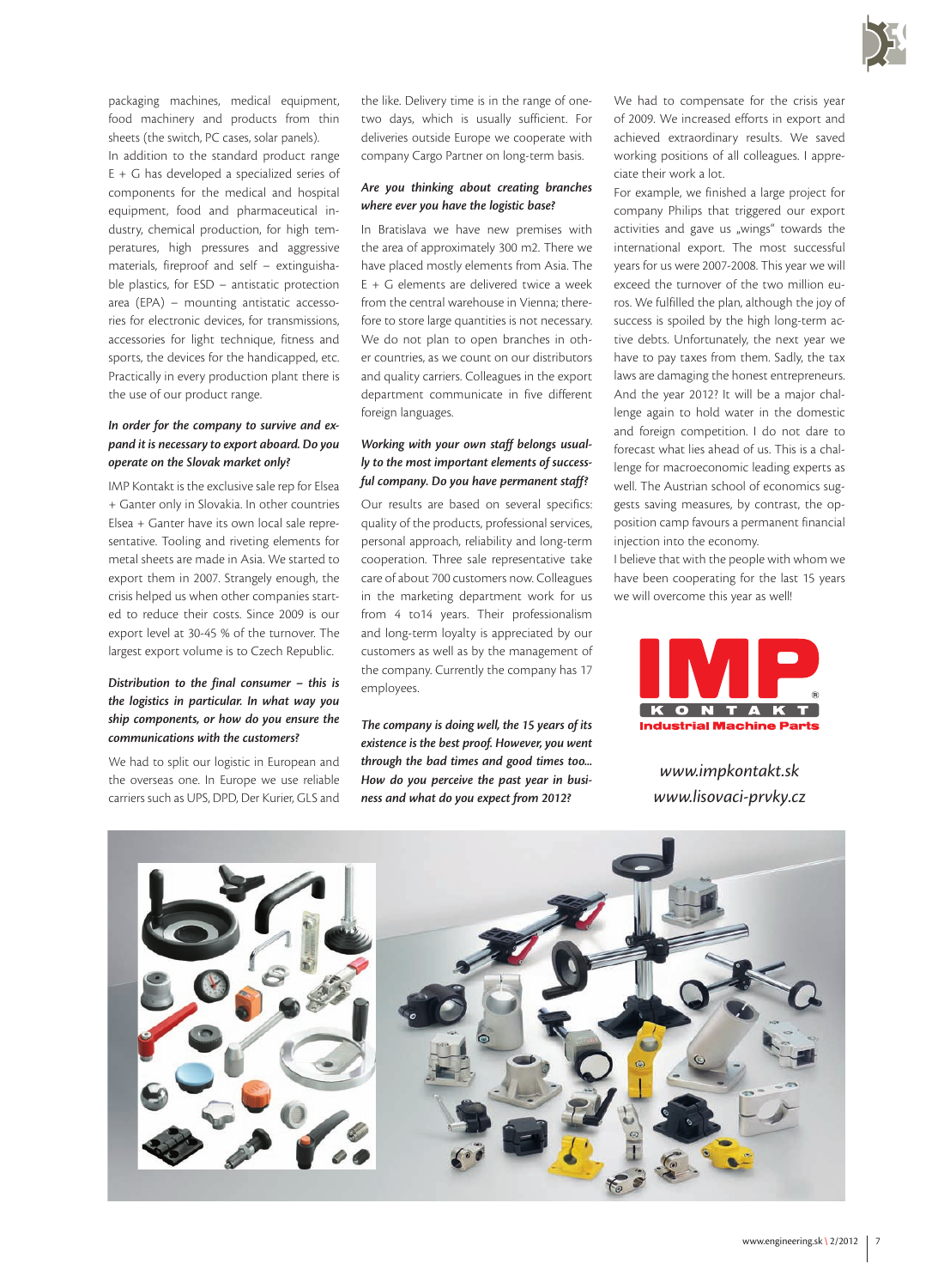packaging machines, medical equipment, food machinery and products from thin sheets (the switch, PC cases, solar panels).

In addition to the standard product range E + G has developed a specialized series of components for the medical and hospital equipment, food and pharmaceutical industry, chemical production, for high temperatures, high pressures and aggressive materials, fireproof and self – extinguishable plastics, for ESD – antistatic protection area (EPA) – mounting antistatic accessories for electronic devices, for transmissions, accessories for light technique, fitness and sports, the devices for the handicapped, etc. Practically in every production plant there is the use of our product range.

***In order for the company to survive and expand it is necessary to export aboard. Do you operate on the Slovak market only?***

IMP Kontakt is the exclusive sale rep for Elsea + Ganter only in Slovakia. In other countries Elsea + Ganter have its own local sale representative. Tooling and riveting elements for metal sheets are made in Asia. We started to export them in 2007. Strangely enough, the crisis helped us when other companies started to reduce their costs. Since 2009 is our export level at 30-45 % of the turnover. The largest export volume is to Czech Republic.

***Distribution to the final consumer – this is the logistics in particular. In what way you ship components, or how do you ensure the communications with the customers?***

We had to split our logistic in European and the overseas one. In Europe we use reliable carriers such as UPS, DPD, Der Kurier, GLS and the like. Delivery time is in the range of one-two days, which is usually sufficient. For deliveries outside Europe we cooperate with company Cargo Partner on long-term basis.

***Are you thinking about creating branches where ever you have the logistic base?***

In Bratislava we have new premises with the area of approximately 300 m2. There we have placed mostly elements from Asia. The E + G elements are delivered twice a week from the central warehouse in Vienna; therefore to store large quantities is not necessary. We do not plan to open branches in other countries, as we count on our distributors and quality carriers. Colleagues in the export department communicate in five different foreign languages.

***Working with your own staff belongs usually to the most important elements of successful company. Do you have permanent staff?***

Our results are based on several specifics: quality of the products, professional services, personal approach, reliability and long-term cooperation. Three sale representative take care of about 700 customers now. Colleagues in the marketing department work for us from 4 to14 years. Their professionalism and long-term loyalty is appreciated by our customers as well as by the management of the company. Currently the company has 17 employees.

***The company is doing well, the 15 years of its existence is the best proof. However, you went through the bad times and good times too... How do you perceive the past year in business and what do you expect from 2012?***

We had to compensate for the crisis year of 2009. We increased efforts in export and achieved extraordinary results. We saved working positions of all colleagues. I appreciate their work a lot.

For example, we finished a large project for company Philips that triggered our export activities and gave us „wings" towards the international export. The most successful years for us were 2007-2008. This year we will exceed the turnover of the two million euros. We fulfilled the plan, although the joy of success is spoiled by the high long-term active debts. Unfortunately, the next year we have to pay taxes from them. Sadly, the tax laws are damaging the honest entrepreneurs. And the year 2012? It will be a major challenge again to hold water in the domestic and foreign competition. I do not dare to forecast what lies ahead of us. This is a challenge for macroeconomic leading experts as well. The Austrian school of economics suggests saving measures, by contrast, the opposition camp favours a permanent financial injection into the economy.

I believe that with the people with whom we have been cooperating for the last 15 years we will overcome this year as well!

IMP KONTAKT
Industrial Machine Parts

*www.impkontakt.sk*
*www.lisovaci-prvky.cz*